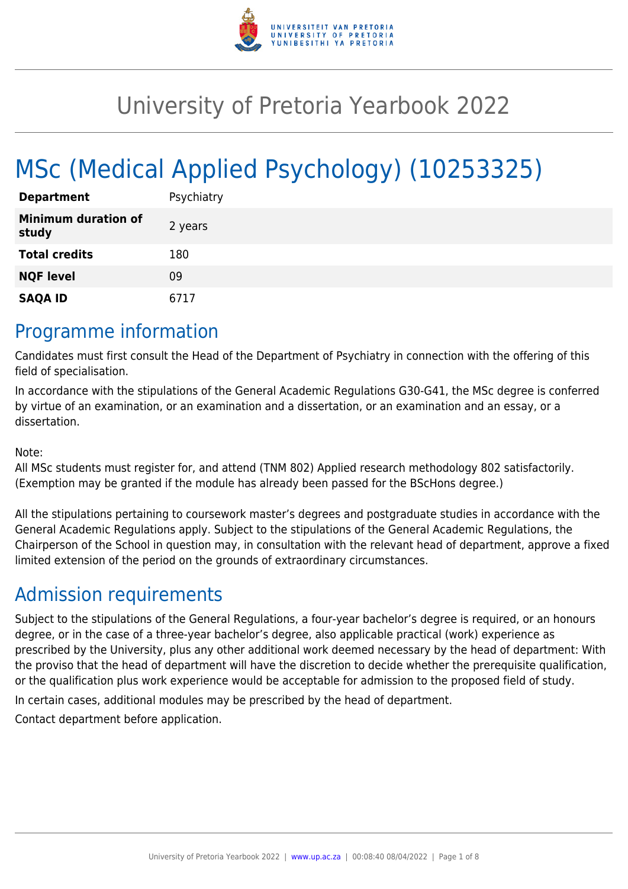# University of Pretoria Yearbook 2022

# MSc (Medical Applied Psychology) (10253325)

| | |
|---|---|
| **Department** | Psychiatry |
| **Minimum duration of study** | 2 years |
| **Total credits** | 180 |
| **NQF level** | 09 |
| **SAQA ID** | 6717 |

## Programme information

Candidates must first consult the Head of the Department of Psychiatry in connection with the offering of this field of specialisation.

In accordance with the stipulations of the General Academic Regulations G30-G41, the MSc degree is conferred by virtue of an examination, or an examination and a dissertation, or an examination and an essay, or a dissertation.

Note:
All MSc students must register for, and attend (TNM 802) Applied research methodology 802 satisfactorily. (Exemption may be granted if the module has already been passed for the BScHons degree.)

All the stipulations pertaining to coursework master's degrees and postgraduate studies in accordance with the General Academic Regulations apply. Subject to the stipulations of the General Academic Regulations, the Chairperson of the School in question may, in consultation with the relevant head of department, approve a fixed limited extension of the period on the grounds of extraordinary circumstances.

## Admission requirements

Subject to the stipulations of the General Regulations, a four-year bachelor's degree is required, or an honours degree, or in the case of a three-year bachelor's degree, also applicable practical (work) experience as prescribed by the University, plus any other additional work deemed necessary by the head of department: With the proviso that the head of department will have the discretion to decide whether the prerequisite qualification, or the qualification plus work experience would be acceptable for admission to the proposed field of study.

In certain cases, additional modules may be prescribed by the head of department.

Contact department before application.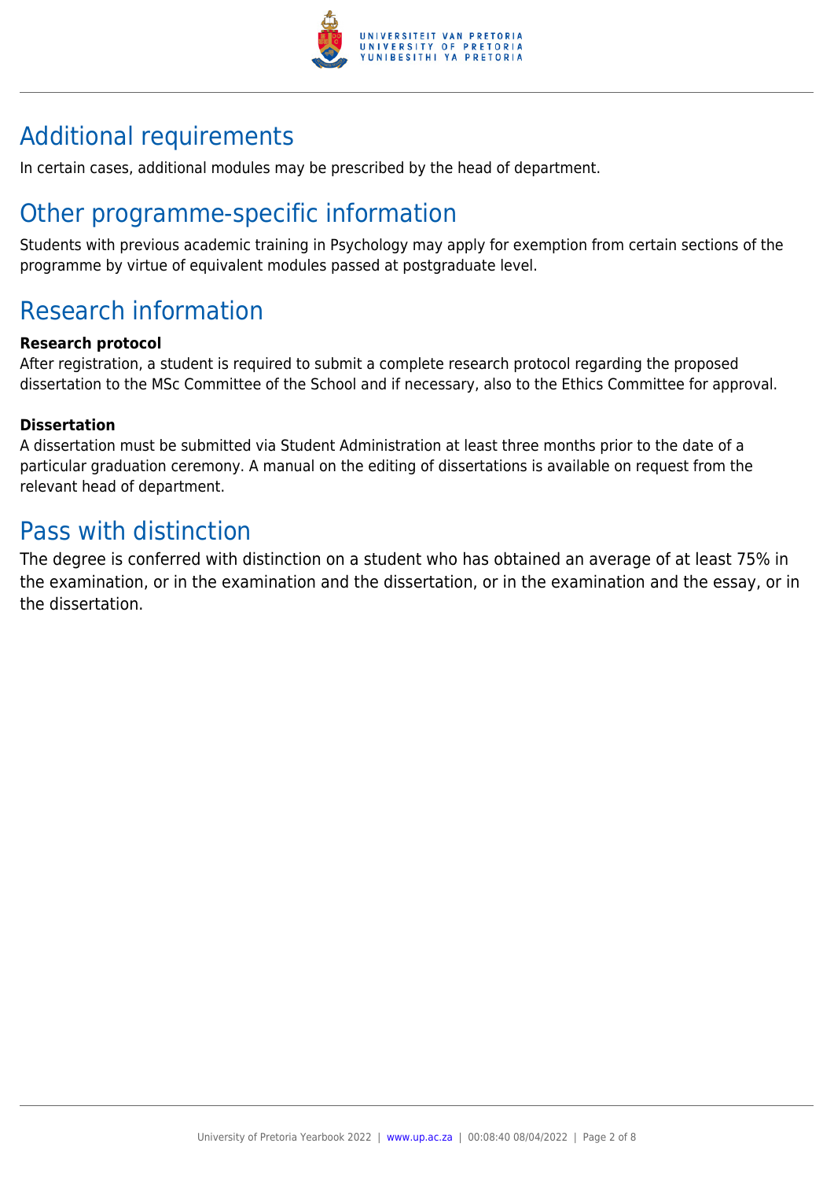## Additional requirements

In certain cases, additional modules may be prescribed by the head of department.

## Other programme-specific information

Students with previous academic training in Psychology may apply for exemption from certain sections of the programme by virtue of equivalent modules passed at postgraduate level.

## Research information

**Research protocol**

After registration, a student is required to submit a complete research protocol regarding the proposed dissertation to the MSc Committee of the School and if necessary, also to the Ethics Committee for approval.

**Dissertation**

A dissertation must be submitted via Student Administration at least three months prior to the date of a particular graduation ceremony. A manual on the editing of dissertations is available on request from the relevant head of department.

## Pass with distinction

The degree is conferred with distinction on a student who has obtained an average of at least 75% in the examination, or in the examination and the dissertation, or in the examination and the essay, or in the dissertation.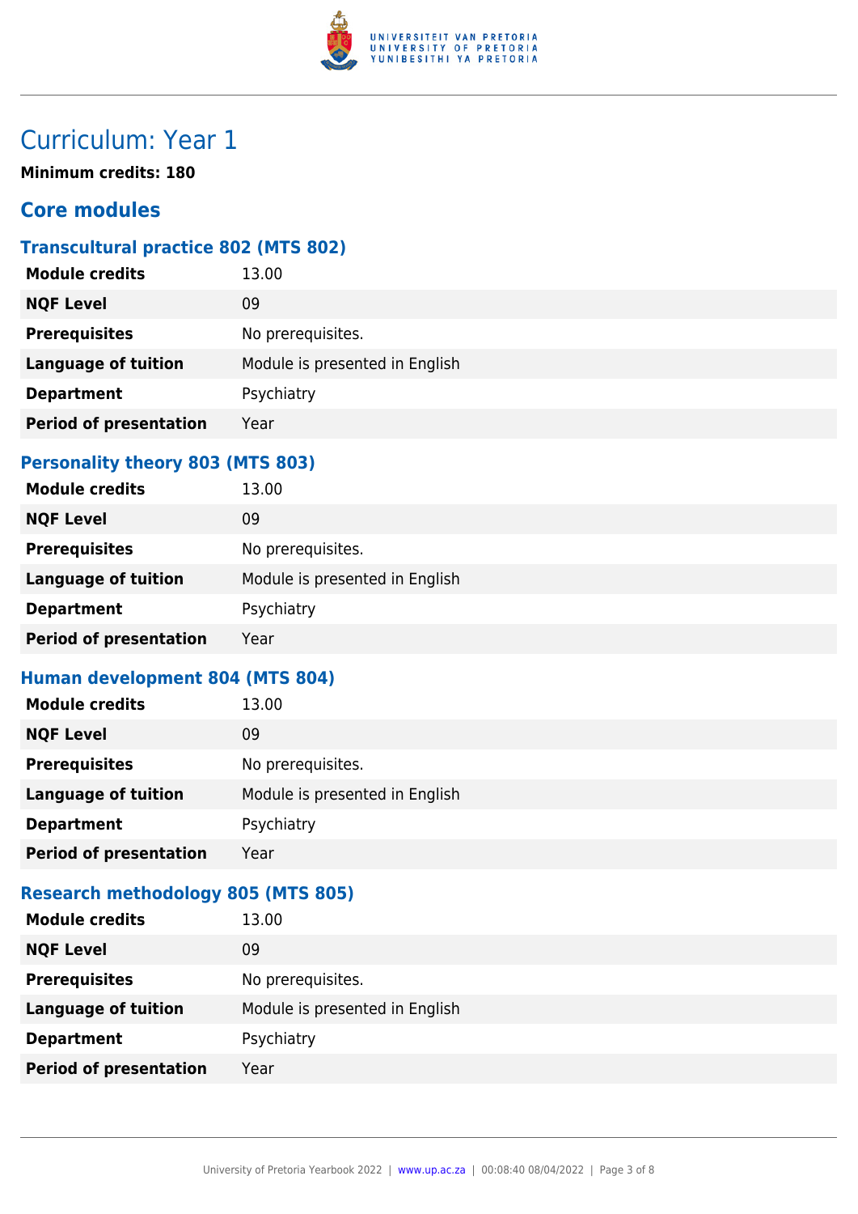# Curriculum: Year 1

**Minimum credits: 180**

## Core modules

### Transcultural practice 802 (MTS 802)

| | |
|---|---|
| **Module credits** | 13.00 |
| **NQF Level** | 09 |
| **Prerequisites** | No prerequisites. |
| **Language of tuition** | Module is presented in English |
| **Department** | Psychiatry |
| **Period of presentation** | Year |

### Personality theory 803 (MTS 803)

| | |
|---|---|
| **Module credits** | 13.00 |
| **NQF Level** | 09 |
| **Prerequisites** | No prerequisites. |
| **Language of tuition** | Module is presented in English |
| **Department** | Psychiatry |
| **Period of presentation** | Year |

### Human development 804 (MTS 804)

| | |
|---|---|
| **Module credits** | 13.00 |
| **NQF Level** | 09 |
| **Prerequisites** | No prerequisites. |
| **Language of tuition** | Module is presented in English |
| **Department** | Psychiatry |
| **Period of presentation** | Year |

### Research methodology 805 (MTS 805)

| | |
|---|---|
| **Module credits** | 13.00 |
| **NQF Level** | 09 |
| **Prerequisites** | No prerequisites. |
| **Language of tuition** | Module is presented in English |
| **Department** | Psychiatry |
| **Period of presentation** | Year |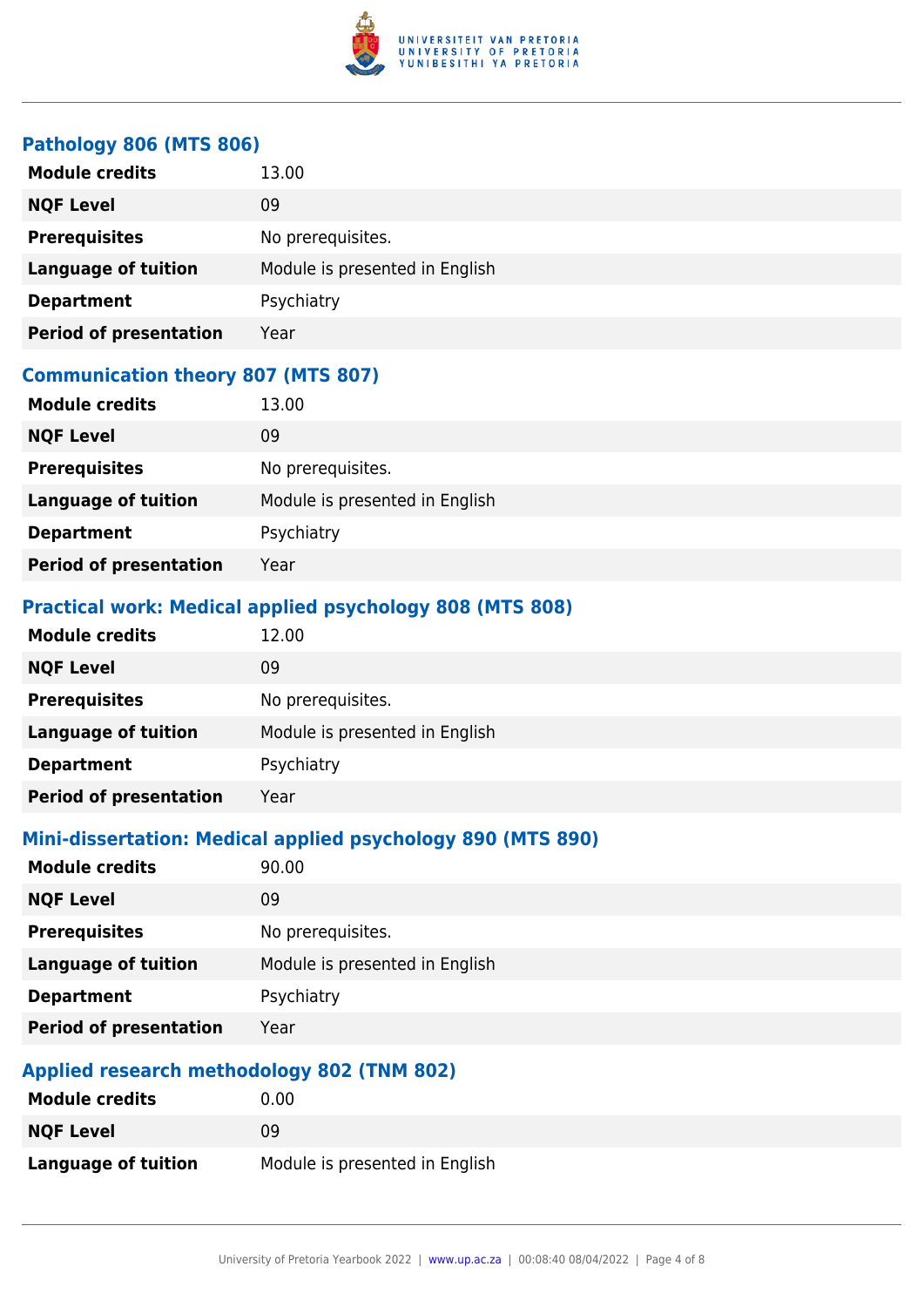### Pathology 806 (MTS 806)

| | |
|---|---|
| **Module credits** | 13.00 |
| **NQF Level** | 09 |
| **Prerequisites** | No prerequisites. |
| **Language of tuition** | Module is presented in English |
| **Department** | Psychiatry |
| **Period of presentation** | Year |

### Communication theory 807 (MTS 807)

| | |
|---|---|
| **Module credits** | 13.00 |
| **NQF Level** | 09 |
| **Prerequisites** | No prerequisites. |
| **Language of tuition** | Module is presented in English |
| **Department** | Psychiatry |
| **Period of presentation** | Year |

### Practical work: Medical applied psychology 808 (MTS 808)

| | |
|---|---|
| **Module credits** | 12.00 |
| **NQF Level** | 09 |
| **Prerequisites** | No prerequisites. |
| **Language of tuition** | Module is presented in English |
| **Department** | Psychiatry |
| **Period of presentation** | Year |

### Mini-dissertation: Medical applied psychology 890 (MTS 890)

| | |
|---|---|
| **Module credits** | 90.00 |
| **NQF Level** | 09 |
| **Prerequisites** | No prerequisites. |
| **Language of tuition** | Module is presented in English |
| **Department** | Psychiatry |
| **Period of presentation** | Year |

### Applied research methodology 802 (TNM 802)

| | |
|---|---|
| **Module credits** | 0.00 |
| **NQF Level** | 09 |
| **Language of tuition** | Module is presented in English |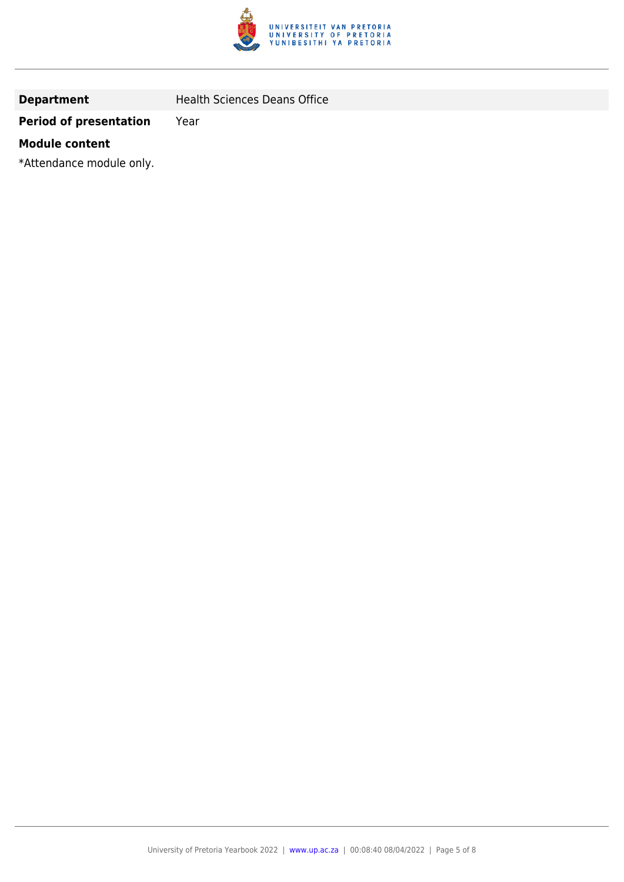| **Department** | Health Sciences Deans Office |
| --- | --- |
| **Period of presentation** | Year |

**Module content**

*Attendance module only.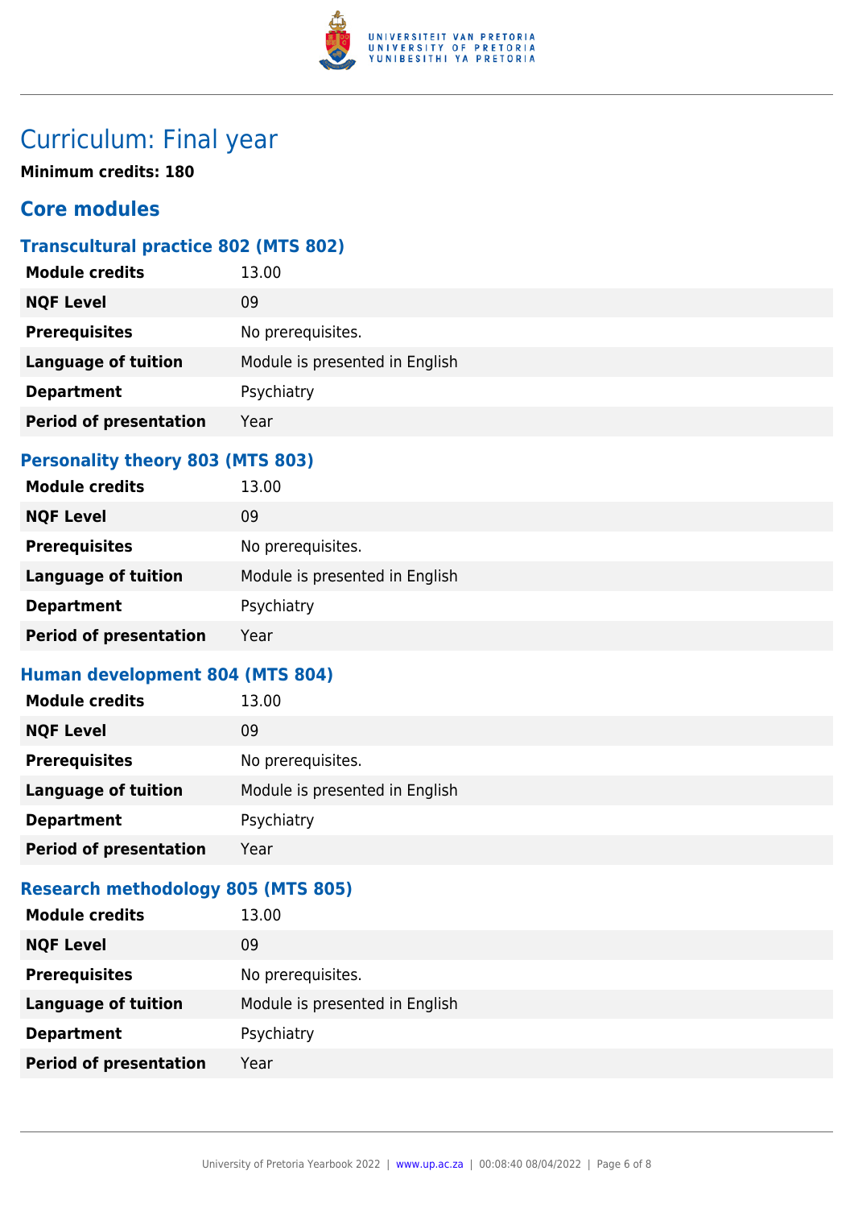# Curriculum: Final year

**Minimum credits: 180**

## Core modules

### Transcultural practice 802 (MTS 802)

| | |
|---|---|
| **Module credits** | 13.00 |
| **NQF Level** | 09 |
| **Prerequisites** | No prerequisites. |
| **Language of tuition** | Module is presented in English |
| **Department** | Psychiatry |
| **Period of presentation** | Year |

### Personality theory 803 (MTS 803)

| | |
|---|---|
| **Module credits** | 13.00 |
| **NQF Level** | 09 |
| **Prerequisites** | No prerequisites. |
| **Language of tuition** | Module is presented in English |
| **Department** | Psychiatry |
| **Period of presentation** | Year |

### Human development 804 (MTS 804)

| | |
|---|---|
| **Module credits** | 13.00 |
| **NQF Level** | 09 |
| **Prerequisites** | No prerequisites. |
| **Language of tuition** | Module is presented in English |
| **Department** | Psychiatry |
| **Period of presentation** | Year |

### Research methodology 805 (MTS 805)

| | |
|---|---|
| **Module credits** | 13.00 |
| **NQF Level** | 09 |
| **Prerequisites** | No prerequisites. |
| **Language of tuition** | Module is presented in English |
| **Department** | Psychiatry |
| **Period of presentation** | Year |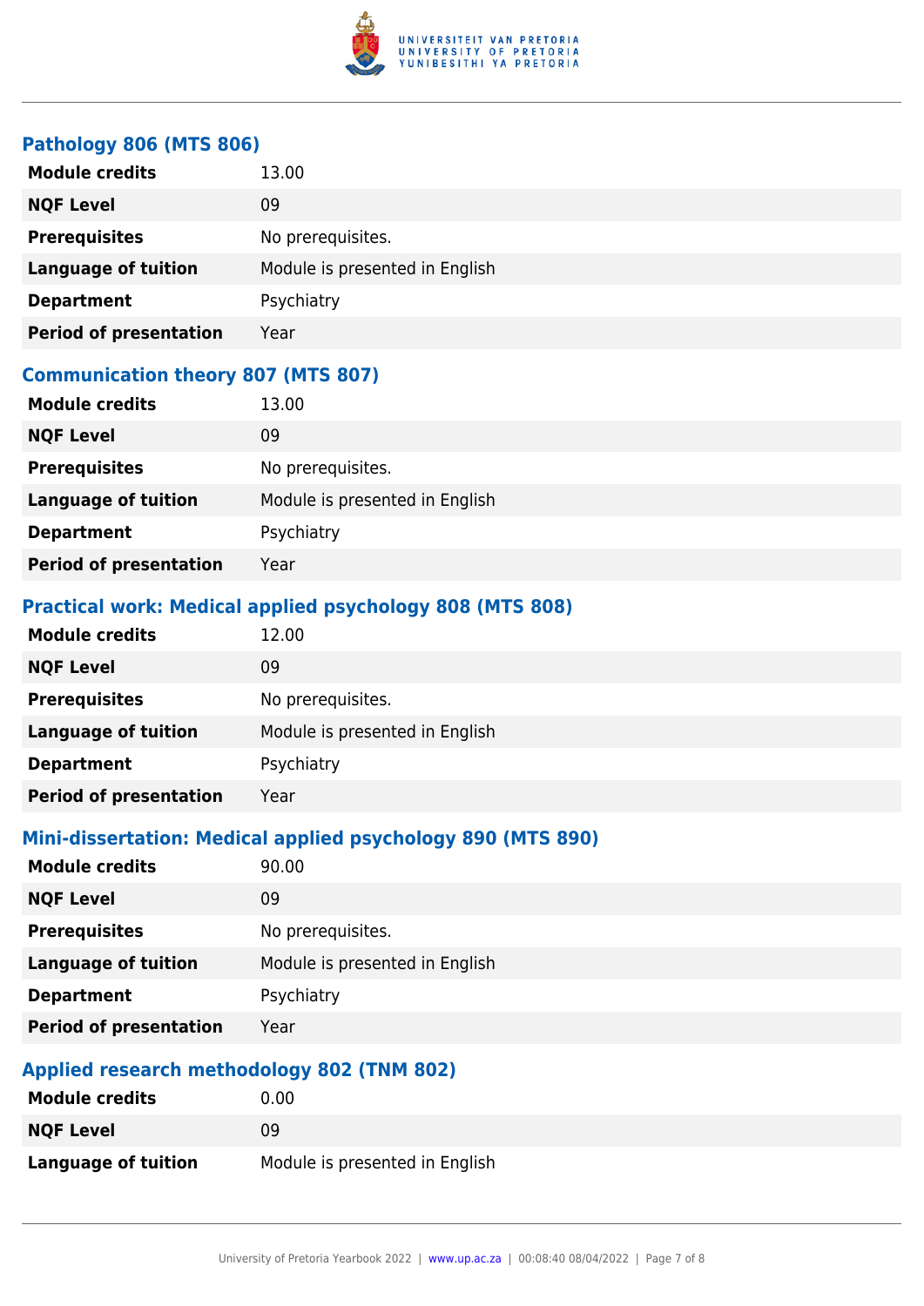### Pathology 806 (MTS 806)

| | |
|---|---|
| **Module credits** | 13.00 |
| **NQF Level** | 09 |
| **Prerequisites** | No prerequisites. |
| **Language of tuition** | Module is presented in English |
| **Department** | Psychiatry |
| **Period of presentation** | Year |

### Communication theory 807 (MTS 807)

| | |
|---|---|
| **Module credits** | 13.00 |
| **NQF Level** | 09 |
| **Prerequisites** | No prerequisites. |
| **Language of tuition** | Module is presented in English |
| **Department** | Psychiatry |
| **Period of presentation** | Year |

### Practical work: Medical applied psychology 808 (MTS 808)

| | |
|---|---|
| **Module credits** | 12.00 |
| **NQF Level** | 09 |
| **Prerequisites** | No prerequisites. |
| **Language of tuition** | Module is presented in English |
| **Department** | Psychiatry |
| **Period of presentation** | Year |

### Mini-dissertation: Medical applied psychology 890 (MTS 890)

| | |
|---|---|
| **Module credits** | 90.00 |
| **NQF Level** | 09 |
| **Prerequisites** | No prerequisites. |
| **Language of tuition** | Module is presented in English |
| **Department** | Psychiatry |
| **Period of presentation** | Year |

### Applied research methodology 802 (TNM 802)

| | |
|---|---|
| **Module credits** | 0.00 |
| **NQF Level** | 09 |
| **Language of tuition** | Module is presented in English |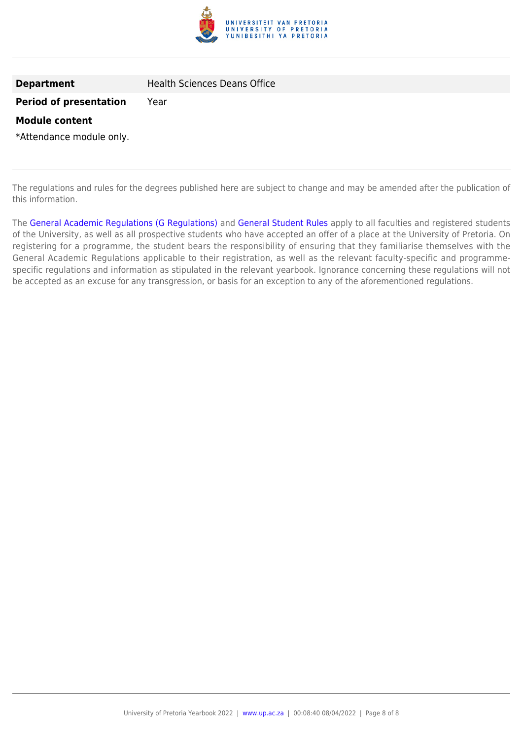| | |
|---|---|
| **Department** | Health Sciences Deans Office |
| **Period of presentation** | Year |

**Module content**

*Attendance module only.

The regulations and rules for the degrees published here are subject to change and may be amended after the publication of this information.

The General Academic Regulations (G Regulations) and General Student Rules apply to all faculties and registered students of the University, as well as all prospective students who have accepted an offer of a place at the University of Pretoria. On registering for a programme, the student bears the responsibility of ensuring that they familiarise themselves with the General Academic Regulations applicable to their registration, as well as the relevant faculty-specific and programme-specific regulations and information as stipulated in the relevant yearbook. Ignorance concerning these regulations will not be accepted as an excuse for any transgression, or basis for an exception to any of the aforementioned regulations.